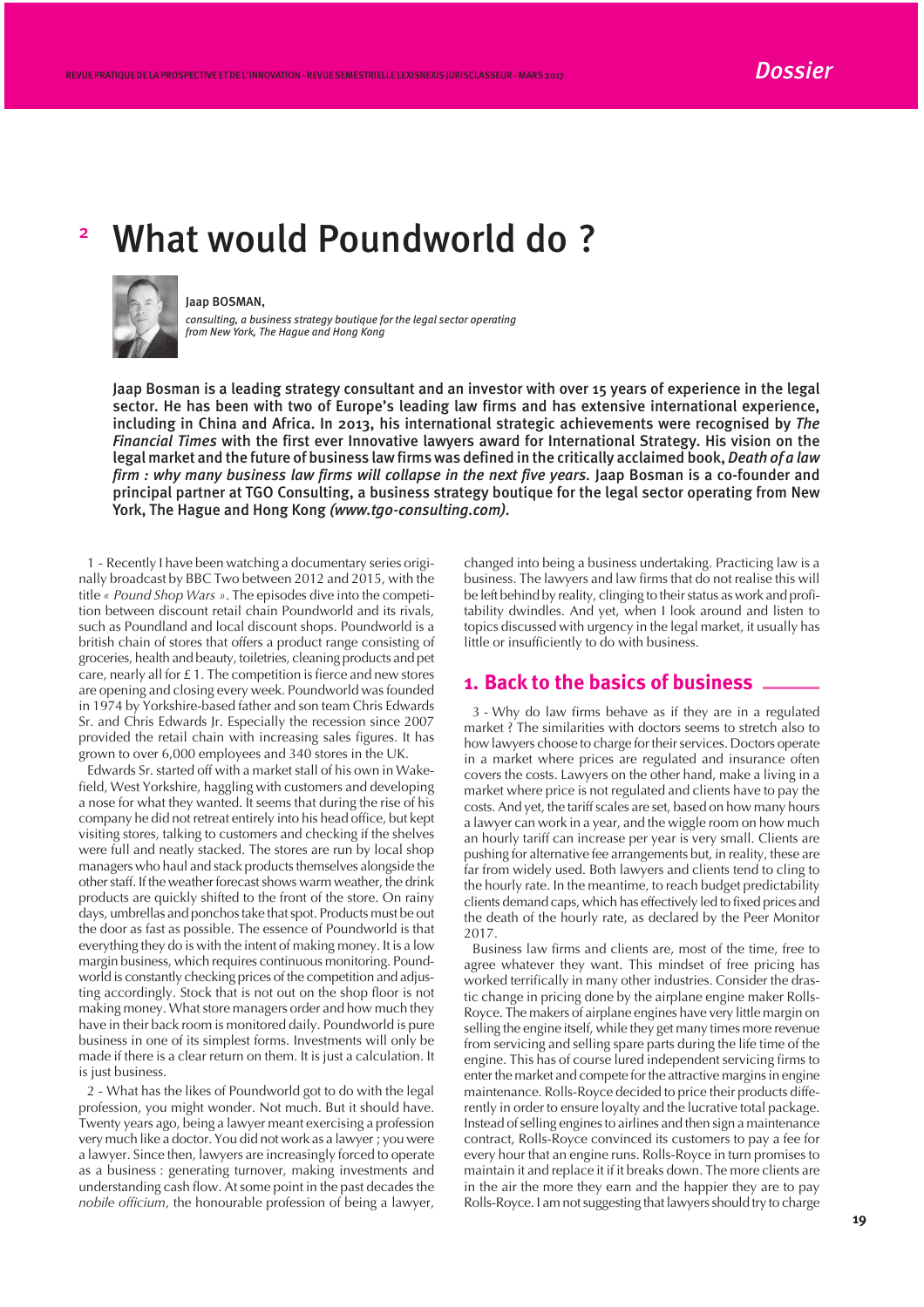# 2 What would Poundworld do ?

Jaap BOSMAN,

*consulting, a business strategy boutique for the legal sector operating from New York, The Hague and Hong Kong*

**Jaap Bosman is a leading strategy consultant and an investor with over 15 years of experience in the legal sector. He has been with two of Europe's leading law firms and has extensive international experience, including in China and Africa. In 2013, his international strategic achievements were recognised by *The Financial Times* with the first ever Innovative lawyers award for International Strategy. His vision on the legal market and the future of business law firms was defined in the critically acclaimed book, *Death of a law firm : why many business law firms will collapse in the next five years.* Jaap Bosman is a co-founder and principal partner at TGO Consulting, a business strategy boutique for the legal sector operating from New York, The Hague and Hong Kong *(www.tgo-consulting.com)*.**

1 - Recently I have been watching a documentary series originally broadcast by BBC Two between 2012 and 2015, with the title *« Pound Shop Wars »*. The episodes dive into the competition between discount retail chain Poundworld and its rivals, such as Poundland and local discount shops. Poundworld is a british chain of stores that offers a product range consisting of groceries, health and beauty, toiletries, cleaning products and pet care, nearly all for £ 1. The competition is fierce and new stores are opening and closing every week. Poundworld was founded in 1974 by Yorkshire-based father and son team Chris Edwards Sr. and Chris Edwards Jr. Especially the recession since 2007 provided the retail chain with increasing sales figures. It has grown to over 6,000 employees and 340 stores in the UK.

Edwards Sr. started off with a market stall of his own in Wakefield, West Yorkshire, haggling with customers and developing a nose for what they wanted. It seems that during the rise of his company he did not retreat entirely into his head office, but kept visiting stores, talking to customers and checking if the shelves were full and neatly stacked. The stores are run by local shop managers who haul and stack products themselves alongside the other staff. If the weather forecast shows warm weather, the drink products are quickly shifted to the front of the store. On rainy days, umbrellas and ponchos take that spot. Products must be out the door as fast as possible. The essence of Poundworld is that everything they do is with the intent of making money. It is a low margin business, which requires continuous monitoring. Poundworld is constantly checking prices of the competition and adjusting accordingly. Stock that is not out on the shop floor is not making money. What store managers order and how much they have in their back room is monitored daily. Poundworld is pure business in one of its simplest forms. Investments will only be made if there is a clear return on them. It is just a calculation. It is just business.

2 - What has the likes of Poundworld got to do with the legal profession, you might wonder. Not much. But it should have. Twenty years ago, being a lawyer meant exercising a profession very much like a doctor. You did not work as a lawyer ; you were a lawyer. Since then, lawyers are increasingly forced to operate as a business : generating turnover, making investments and understanding cash flow. At some point in the past decades the *nobile officium*, the honourable profession of being a lawyer, changed into being a business undertaking. Practicing law is a business. The lawyers and law firms that do not realise this will be left behind by reality, clinging to their status as work and profitability dwindles. And yet, when I look around and listen to topics discussed with urgency in the legal market, it usually has little or insufficiently to do with business.

## 1. Back to the basics of business

3 - Why do law firms behave as if they are in a regulated market ? The similarities with doctors seems to stretch also to how lawyers choose to charge for their services. Doctors operate in a market where prices are regulated and insurance often covers the costs. Lawyers on the other hand, make a living in a market where price is not regulated and clients have to pay the costs. And yet, the tariff scales are set, based on how many hours a lawyer can work in a year, and the wiggle room on how much an hourly tariff can increase per year is very small. Clients are pushing for alternative fee arrangements but, in reality, these are far from widely used. Both lawyers and clients tend to cling to the hourly rate. In the meantime, to reach budget predictability clients demand caps, which has effectively led to fixed prices and the death of the hourly rate, as declared by the Peer Monitor 2017.

Business law firms and clients are, most of the time, free to agree whatever they want. This mindset of free pricing has worked terrifically in many other industries. Consider the drastic change in pricing done by the airplane engine maker Rolls-Royce. The makers of airplane engines have very little margin on selling the engine itself, while they get many times more revenue from servicing and selling spare parts during the life time of the engine. This has of course lured independent servicing firms to enter the market and compete for the attractive margins in engine maintenance. Rolls-Royce decided to price their products differently in order to ensure loyalty and the lucrative total package. Instead of selling engines to airlines and then sign a maintenance contract, Rolls-Royce convinced its customers to pay a fee for every hour that an engine runs. Rolls-Royce in turn promises to maintain it and replace it if it breaks down. The more clients are in the air the more they earn and the happier they are to pay Rolls-Royce. I am not suggesting that lawyers should try to charge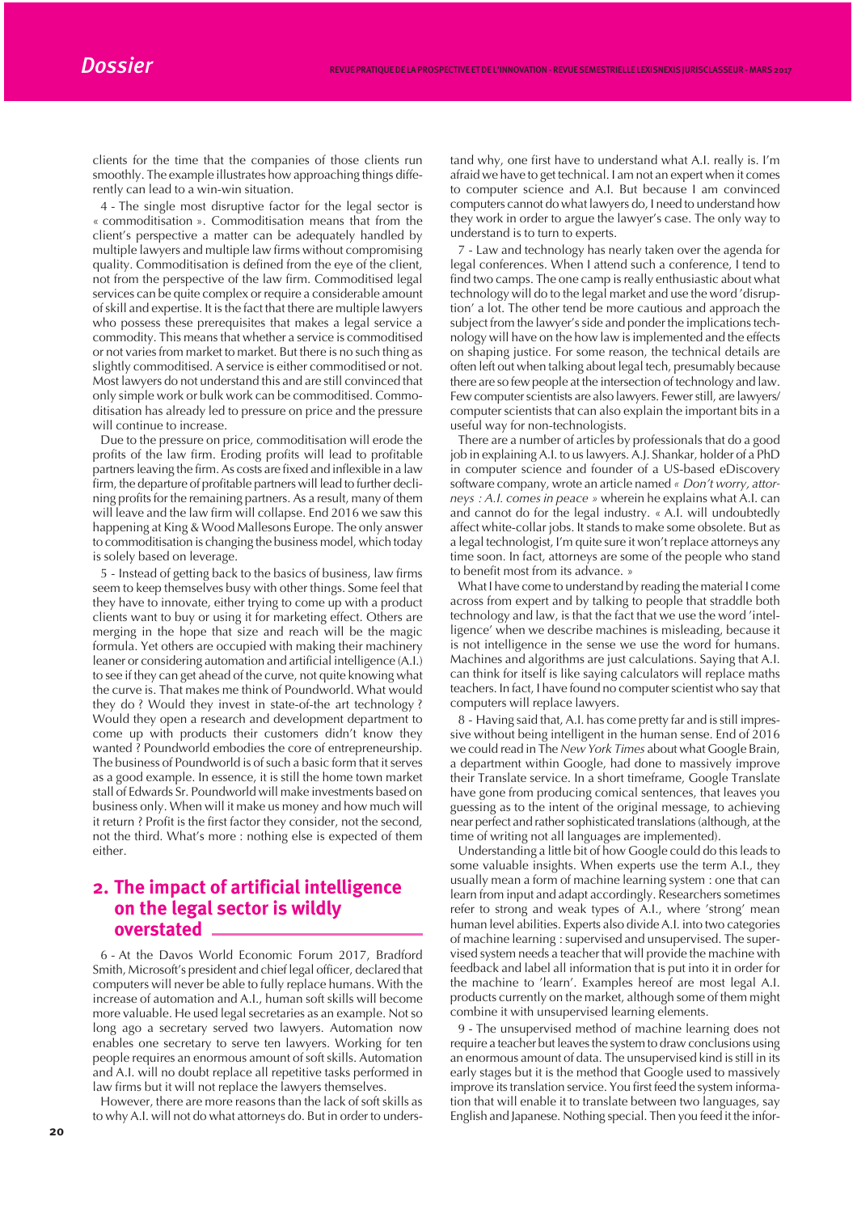clients for the time that the companies of those clients run smoothly. The example illustrates how approaching things differently can lead to a win-win situation.

4 - The single most disruptive factor for the legal sector is « commoditisation ». Commoditisation means that from the client's perspective a matter can be adequately handled by multiple lawyers and multiple law firms without compromising quality. Commoditisation is defined from the eye of the client, not from the perspective of the law firm. Commoditised legal services can be quite complex or require a considerable amount of skill and expertise. It is the fact that there are multiple lawyers who possess these prerequisites that makes a legal service a commodity. This means that whether a service is commoditised or not varies from market to market. But there is no such thing as slightly commoditised. A service is either commoditised or not. Most lawyers do not understand this and are still convinced that only simple work or bulk work can be commoditised. Commoditisation has already led to pressure on price and the pressure will continue to increase.

Due to the pressure on price, commoditisation will erode the profits of the law firm. Eroding profits will lead to profitable partners leaving the firm. As costs are fixed and inflexible in a law firm, the departure of profitable partners will lead to further declining profits for the remaining partners. As a result, many of them will leave and the law firm will collapse. End 2016 we saw this happening at King & Wood Mallesons Europe. The only answer to commoditisation is changing the business model, which today is solely based on leverage.

5 - Instead of getting back to the basics of business, law firms seem to keep themselves busy with other things. Some feel that they have to innovate, either trying to come up with a product clients want to buy or using it for marketing effect. Others are merging in the hope that size and reach will be the magic formula. Yet others are occupied with making their machinery leaner or considering automation and artificial intelligence (A.I.) to see if they can get ahead of the curve, not quite knowing what the curve is. That makes me think of Poundworld. What would they do ? Would they invest in state-of-the art technology ? Would they open a research and development department to come up with products their customers didn't know they wanted ? Poundworld embodies the core of entrepreneurship. The business of Poundworld is of such a basic form that it serves as a good example. In essence, it is still the home town market stall of Edwards Sr. Poundworld will make investments based on business only. When will it make us money and how much will it return ? Profit is the first factor they consider, not the second, not the third. What's more : nothing else is expected of them either.

## 2. The impact of artificial intelligence on the legal sector is wildly overstated

6 - At the Davos World Economic Forum 2017, Bradford Smith, Microsoft's president and chief legal officer, declared that computers will never be able to fully replace humans. With the increase of automation and A.I., human soft skills will become more valuable. He used legal secretaries as an example. Not so long ago a secretary served two lawyers. Automation now enables one secretary to serve ten lawyers. Working for ten people requires an enormous amount of soft skills. Automation and A.I. will no doubt replace all repetitive tasks performed in law firms but it will not replace the lawyers themselves.

However, there are more reasons than the lack of soft skills as to why A.I. will not do what attorneys do. But in order to understand why, one first have to understand what A.I. really is. I'm afraid we have to get technical. I am not an expert when it comes to computer science and A.I. But because I am convinced computers cannot do what lawyers do, I need to understand how they work in order to argue the lawyer's case. The only way to understand is to turn to experts.

7 - Law and technology has nearly taken over the agenda for legal conferences. When I attend such a conference, I tend to find two camps. The one camp is really enthusiastic about what technology will do to the legal market and use the word 'disruption' a lot. The other tend be more cautious and approach the subject from the lawyer's side and ponder the implications technology will have on the how law is implemented and the effects on shaping justice. For some reason, the technical details are often left out when talking about legal tech, presumably because there are so few people at the intersection of technology and law. Few computer scientists are also lawyers. Fewer still, are lawyers/computer scientists that can also explain the important bits in a useful way for non-technologists.

There are a number of articles by professionals that do a good job in explaining A.I. to us lawyers. A.J. Shankar, holder of a PhD in computer science and founder of a US-based eDiscovery software company, wrote an article named *« Don't worry, attorneys : A.I. comes in peace »* wherein he explains what A.I. can and cannot do for the legal industry. « A.I. will undoubtedly affect white-collar jobs. It stands to make some obsolete. But as a legal technologist, I'm quite sure it won't replace attorneys any time soon. In fact, attorneys are some of the people who stand to benefit most from its advance. »

What I have come to understand by reading the material I come across from expert and by talking to people that straddle both technology and law, is that the fact that we use the word 'intelligence' when we describe machines is misleading, because it is not intelligence in the sense we use the word for humans. Machines and algorithms are just calculations. Saying that A.I. can think for itself is like saying calculators will replace maths teachers. In fact, I have found no computer scientist who say that computers will replace lawyers.

8 - Having said that, A.I. has come pretty far and is still impressive without being intelligent in the human sense. End of 2016 we could read in The *New York Times* about what Google Brain, a department within Google, had done to massively improve their Translate service. In a short timeframe, Google Translate have gone from producing comical sentences, that leaves you guessing as to the intent of the original message, to achieving near perfect and rather sophisticated translations (although, at the time of writing not all languages are implemented).

Understanding a little bit of how Google could do this leads to some valuable insights. When experts use the term A.I., they usually mean a form of machine learning system : one that can learn from input and adapt accordingly. Researchers sometimes refer to strong and weak types of A.I., where 'strong' mean human level abilities. Experts also divide A.I. into two categories of machine learning : supervised and unsupervised. The supervised system needs a teacher that will provide the machine with feedback and label all information that is put into it in order for the machine to 'learn'. Examples hereof are most legal A.I. products currently on the market, although some of them might combine it with unsupervised learning elements.

9 - The unsupervised method of machine learning does not require a teacher but leaves the system to draw conclusions using an enormous amount of data. The unsupervised kind is still in its early stages but it is the method that Google used to massively improve its translation service. You first feed the system information that will enable it to translate between two languages, say English and Japanese. Nothing special. Then you feed it the infor-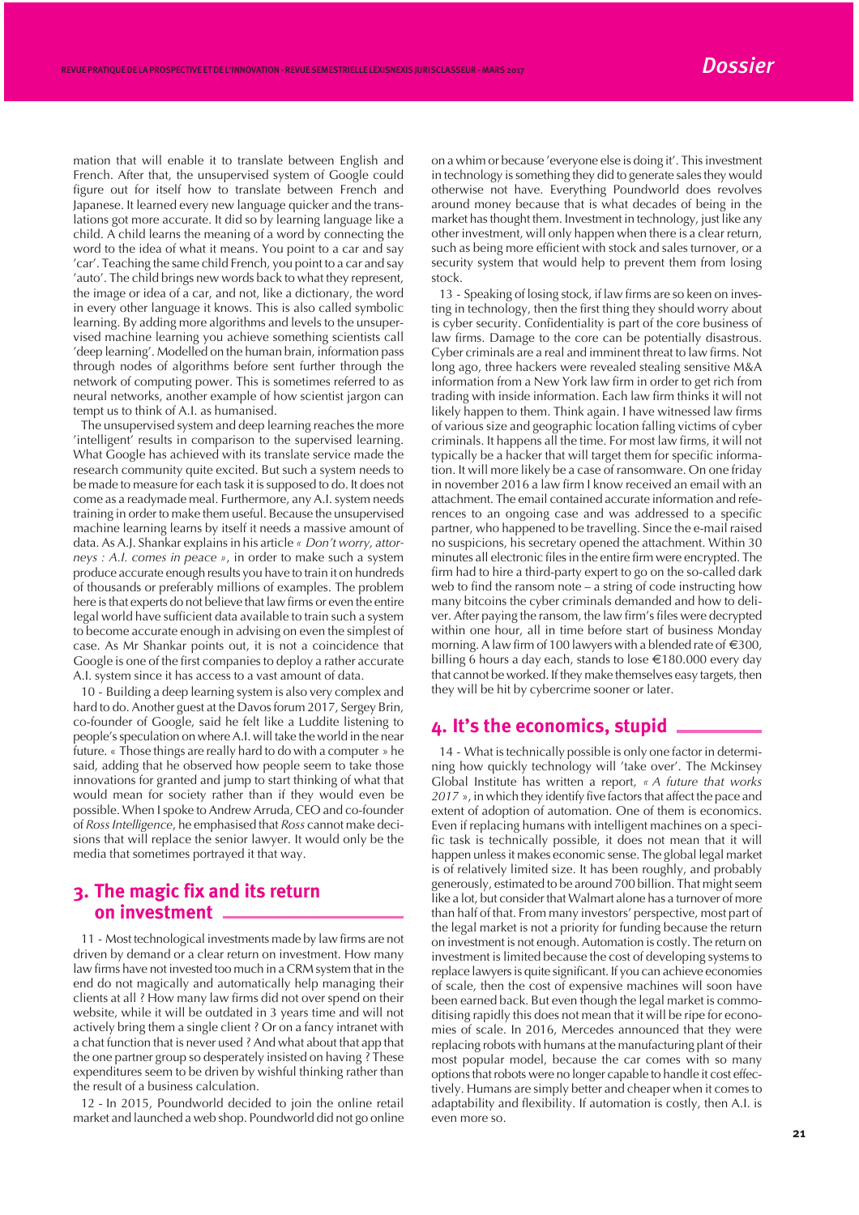mation that will enable it to translate between English and French. After that, the unsupervised system of Google could figure out for itself how to translate between French and Japanese. It learned every new language quicker and the translations got more accurate. It did so by learning language like a child. A child learns the meaning of a word by connecting the word to the idea of what it means. You point to a car and say 'car'. Teaching the same child French, you point to a car and say 'auto'. The child brings new words back to what they represent, the image or idea of a car, and not, like a dictionary, the word in every other language it knows. This is also called symbolic learning. By adding more algorithms and levels to the unsupervised machine learning you achieve something scientists call 'deep learning'. Modelled on the human brain, information pass through nodes of algorithms before sent further through the network of computing power. This is sometimes referred to as neural networks, another example of how scientist jargon can tempt us to think of A.I. as humanised.

The unsupervised system and deep learning reaches the more 'intelligent' results in comparison to the supervised learning. What Google has achieved with its translate service made the research community quite excited. But such a system needs to be made to measure for each task it is supposed to do. It does not come as a readymade meal. Furthermore, any A.I. system needs training in order to make them useful. Because the unsupervised machine learning learns by itself it needs a massive amount of data. As A.J. Shankar explains in his article *« Don't worry, attorneys : A.I. comes in peace »*, in order to make such a system produce accurate enough results you have to train it on hundreds of thousands or preferably millions of examples. The problem here is that experts do not believe that law firms or even the entire legal world have sufficient data available to train such a system to become accurate enough in advising on even the simplest of case. As Mr Shankar points out, it is not a coincidence that Google is one of the first companies to deploy a rather accurate A.I. system since it has access to a vast amount of data.

10 - Building a deep learning system is also very complex and hard to do. Another guest at the Davos forum 2017, Sergey Brin, co-founder of Google, said he felt like a Luddite listening to people's speculation on where A.I. will take the world in the near future. « Those things are really hard to do with a computer » he said, adding that he observed how people seem to take those innovations for granted and jump to start thinking of what that would mean for society rather than if they would even be possible. When I spoke to Andrew Arruda, CEO and co-founder of *Ross Intelligence*, he emphasised that *Ross* cannot make decisions that will replace the senior lawyer. It would only be the media that sometimes portrayed it that way.

## 3. The magic fix and its return on investment

11 - Most technological investments made by law firms are not driven by demand or a clear return on investment. How many law firms have not invested too much in a CRM system that in the end do not magically and automatically help managing their clients at all ? How many law firms did not over spend on their website, while it will be outdated in 3 years time and will not actively bring them a single client ? Or on a fancy intranet with a chat function that is never used ? And what about that app that the one partner group so desperately insisted on having ? These expenditures seem to be driven by wishful thinking rather than the result of a business calculation.

12 - In 2015, Poundworld decided to join the online retail market and launched a web shop. Poundworld did not go online on a whim or because 'everyone else is doing it'. This investment in technology is something they did to generate sales they would otherwise not have. Everything Poundworld does revolves around money because that is what decades of being in the market has thought them. Investment in technology, just like any other investment, will only happen when there is a clear return, such as being more efficient with stock and sales turnover, or a security system that would help to prevent them from losing stock.

13 - Speaking of losing stock, if law firms are so keen on investing in technology, then the first thing they should worry about is cyber security. Confidentiality is part of the core business of law firms. Damage to the core can be potentially disastrous. Cyber criminals are a real and imminent threat to law firms. Not long ago, three hackers were revealed stealing sensitive M&A information from a New York law firm in order to get rich from trading with inside information. Each law firm thinks it will not likely happen to them. Think again. I have witnessed law firms of various size and geographic location falling victims of cyber criminals. It happens all the time. For most law firms, it will not typically be a hacker that will target them for specific information. It will more likely be a case of ransomware. On one friday in november 2016 a law firm I know received an email with an attachment. The email contained accurate information and references to an ongoing case and was addressed to a specific partner, who happened to be travelling. Since the e-mail raised no suspicions, his secretary opened the attachment. Within 30 minutes all electronic files in the entire firm were encrypted. The firm had to hire a third-party expert to go on the so-called dark web to find the ransom note – a string of code instructing how many bitcoins the cyber criminals demanded and how to deliver. After paying the ransom, the law firm's files were decrypted within one hour, all in time before start of business Monday morning. A law firm of 100 lawyers with a blended rate of €300, billing 6 hours a day each, stands to lose €180.000 every day that cannot be worked. If they make themselves easy targets, then they will be hit by cybercrime sooner or later.

## 4. It's the economics, stupid

14 - What is technically possible is only one factor in determining how quickly technology will 'take over'. The Mckinsey Global Institute has written a report, *« A future that works 2017 »*, in which they identify five factors that affect the pace and extent of adoption of automation. One of them is economics. Even if replacing humans with intelligent machines on a specific task is technically possible, it does not mean that it will happen unless it makes economic sense. The global legal market is of relatively limited size. It has been roughly, and probably generously, estimated to be around 700 billion. That might seem like a lot, but consider that Walmart alone has a turnover of more than half of that. From many investors' perspective, most part of the legal market is not a priority for funding because the return on investment is not enough. Automation is costly. The return on investment is limited because the cost of developing systems to replace lawyers is quite significant. If you can achieve economies of scale, then the cost of expensive machines will soon have been earned back. But even though the legal market is commoditising rapidly this does not mean that it will be ripe for economies of scale. In 2016, Mercedes announced that they were replacing robots with humans at the manufacturing plant of their most popular model, because the car comes with so many options that robots were no longer capable to handle it cost effectively. Humans are simply better and cheaper when it comes to adaptability and flexibility. If automation is costly, then A.I. is even more so.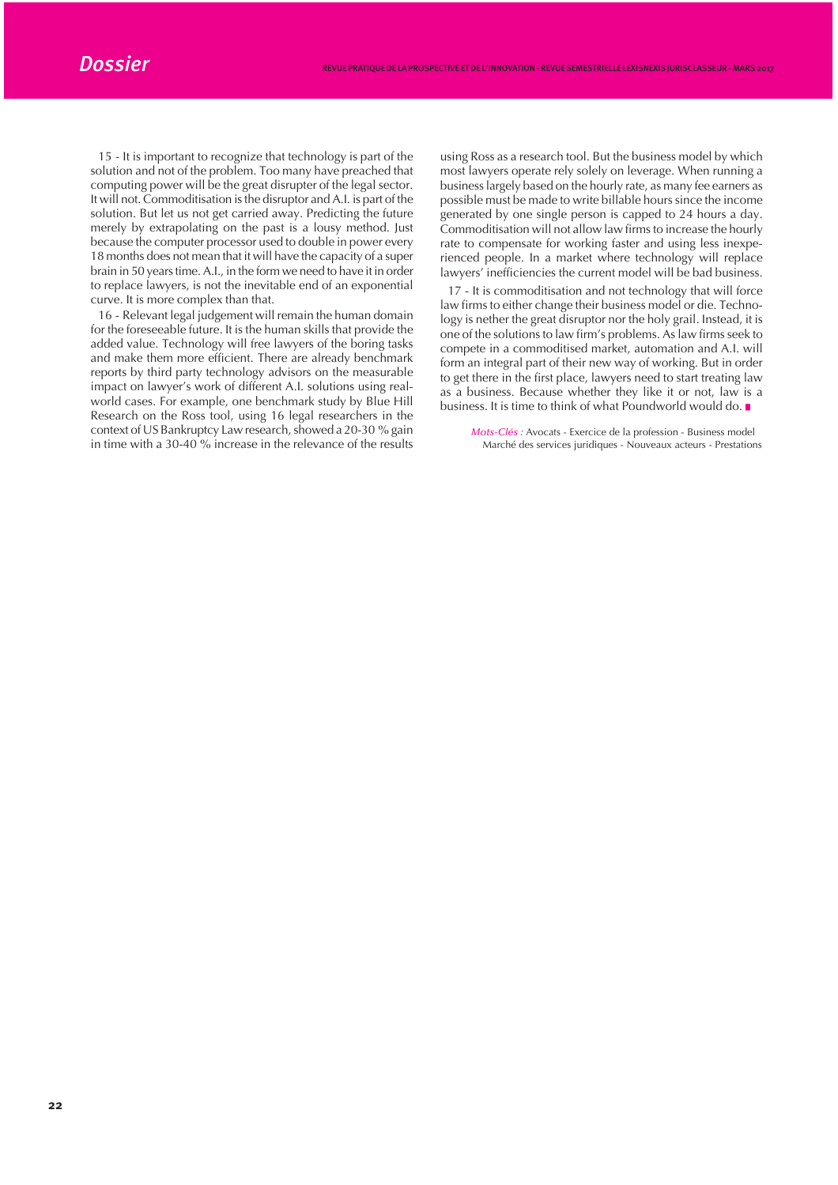15 - It is important to recognize that technology is part of the solution and not of the problem. Too many have preached that computing power will be the great disrupter of the legal sector. It will not. Commoditisation is the disruptor and A.I. is part of the solution. But let us not get carried away. Predicting the future merely by extrapolating on the past is a lousy method. Just because the computer processor used to double in power every 18 months does not mean that it will have the capacity of a super brain in 50 years time. A.I., in the form we need to have it in order to replace lawyers, is not the inevitable end of an exponential curve. It is more complex than that.

16 - Relevant legal judgement will remain the human domain for the foreseeable future. It is the human skills that provide the added value. Technology will free lawyers of the boring tasks and make them more efficient. There are already benchmark reports by third party technology advisors on the measurable impact on lawyer's work of different A.I. solutions using real-world cases. For example, one benchmark study by Blue Hill Research on the Ross tool, using 16 legal researchers in the context of US Bankruptcy Law research, showed a 20-30 % gain in time with a 30-40 % increase in the relevance of the results using Ross as a research tool. But the business model by which most lawyers operate rely solely on leverage. When running a business largely based on the hourly rate, as many fee earners as possible must be made to write billable hours since the income generated by one single person is capped to 24 hours a day. Commoditisation will not allow law firms to increase the hourly rate to compensate for working faster and using less inexperienced people. In a market where technology will replace lawyers' inefficiencies the current model will be bad business.

17 - It is commoditisation and not technology that will force law firms to either change their business model or die. Technology is nether the great disruptor nor the holy grail. Instead, it is one of the solutions to law firm's problems. As law firms seek to compete in a commoditised market, automation and A.I. will form an integral part of their new way of working. But in order to get there in the first place, lawyers need to start treating law as a business. Because whether they like it or not, law is a business. It is time to think of what Poundworld would do.

*Mots-Clés :* Avocats - Exercice de la profession - Business model
Marché des services juridiques - Nouveaux acteurs - Prestations